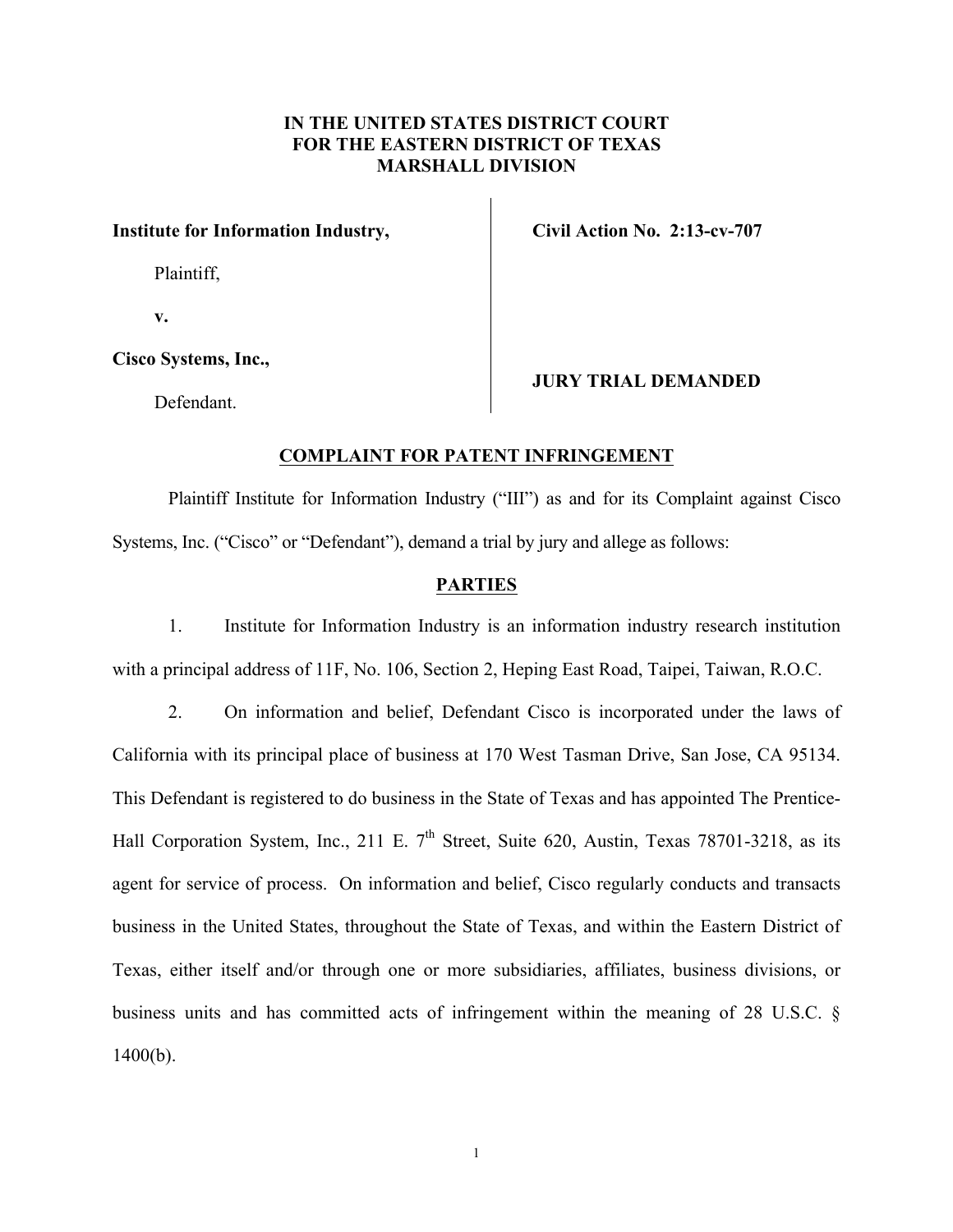**IN THE UNITED STATES DISTRICT COURT**
**FOR THE EASTERN DISTRICT OF TEXAS**
**MARSHALL DIVISION**

| | |
|---|---|
| **Institute for Information Industry,** | **Civil Action No. 2:13-cv-707** |
| Plaintiff, | |
| **v.** | |
| **Cisco Systems, Inc.,** | **JURY TRIAL DEMANDED** |
| Defendant. | |

## COMPLAINT FOR PATENT INFRINGEMENT

Plaintiff Institute for Information Industry ("III") as and for its Complaint against Cisco Systems, Inc. ("Cisco" or "Defendant"), demand a trial by jury and allege as follows:

## PARTIES

1. Institute for Information Industry is an information industry research institution with a principal address of 11F, No. 106, Section 2, Heping East Road, Taipei, Taiwan, R.O.C.

2. On information and belief, Defendant Cisco is incorporated under the laws of California with its principal place of business at 170 West Tasman Drive, San Jose, CA 95134. This Defendant is registered to do business in the State of Texas and has appointed The Prentice-Hall Corporation System, Inc., 211 E. 7th Street, Suite 620, Austin, Texas 78701-3218, as its agent for service of process. On information and belief, Cisco regularly conducts and transacts business in the United States, throughout the State of Texas, and within the Eastern District of Texas, either itself and/or through one or more subsidiaries, affiliates, business divisions, or business units and has committed acts of infringement within the meaning of 28 U.S.C. § 1400(b).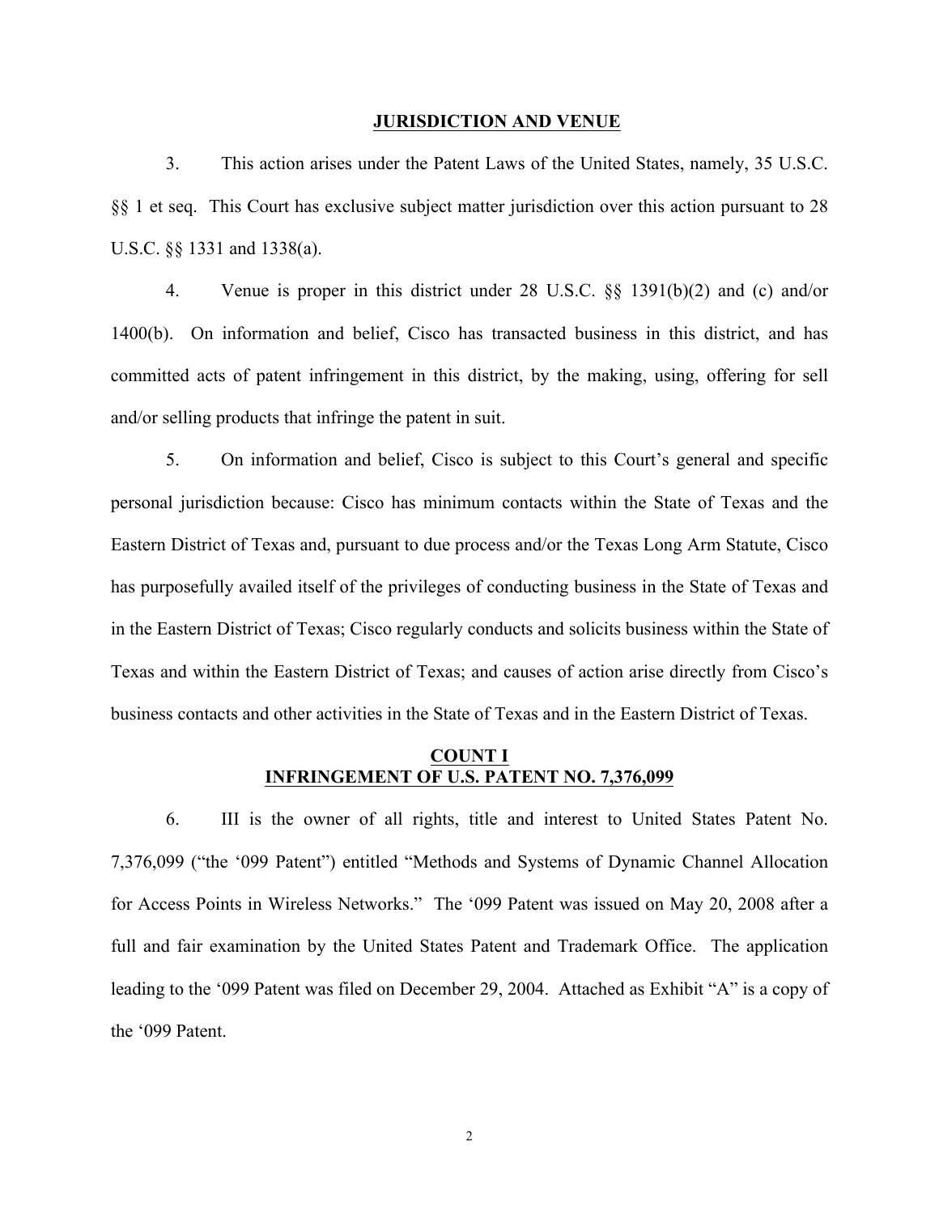## JURISDICTION AND VENUE

3. This action arises under the Patent Laws of the United States, namely, 35 U.S.C. §§ 1 et seq. This Court has exclusive subject matter jurisdiction over this action pursuant to 28 U.S.C. §§ 1331 and 1338(a).

4. Venue is proper in this district under 28 U.S.C. §§ 1391(b)(2) and (c) and/or 1400(b). On information and belief, Cisco has transacted business in this district, and has committed acts of patent infringement in this district, by the making, using, offering for sell and/or selling products that infringe the patent in suit.

5. On information and belief, Cisco is subject to this Court's general and specific personal jurisdiction because: Cisco has minimum contacts within the State of Texas and the Eastern District of Texas and, pursuant to due process and/or the Texas Long Arm Statute, Cisco has purposefully availed itself of the privileges of conducting business in the State of Texas and in the Eastern District of Texas; Cisco regularly conducts and solicits business within the State of Texas and within the Eastern District of Texas; and causes of action arise directly from Cisco's business contacts and other activities in the State of Texas and in the Eastern District of Texas.

## COUNT I
## INFRINGEMENT OF U.S. PATENT NO. 7,376,099

6. III is the owner of all rights, title and interest to United States Patent No. 7,376,099 ("the '099 Patent") entitled "Methods and Systems of Dynamic Channel Allocation for Access Points in Wireless Networks." The '099 Patent was issued on May 20, 2008 after a full and fair examination by the United States Patent and Trademark Office. The application leading to the '099 Patent was filed on December 29, 2004. Attached as Exhibit "A" is a copy of the '099 Patent.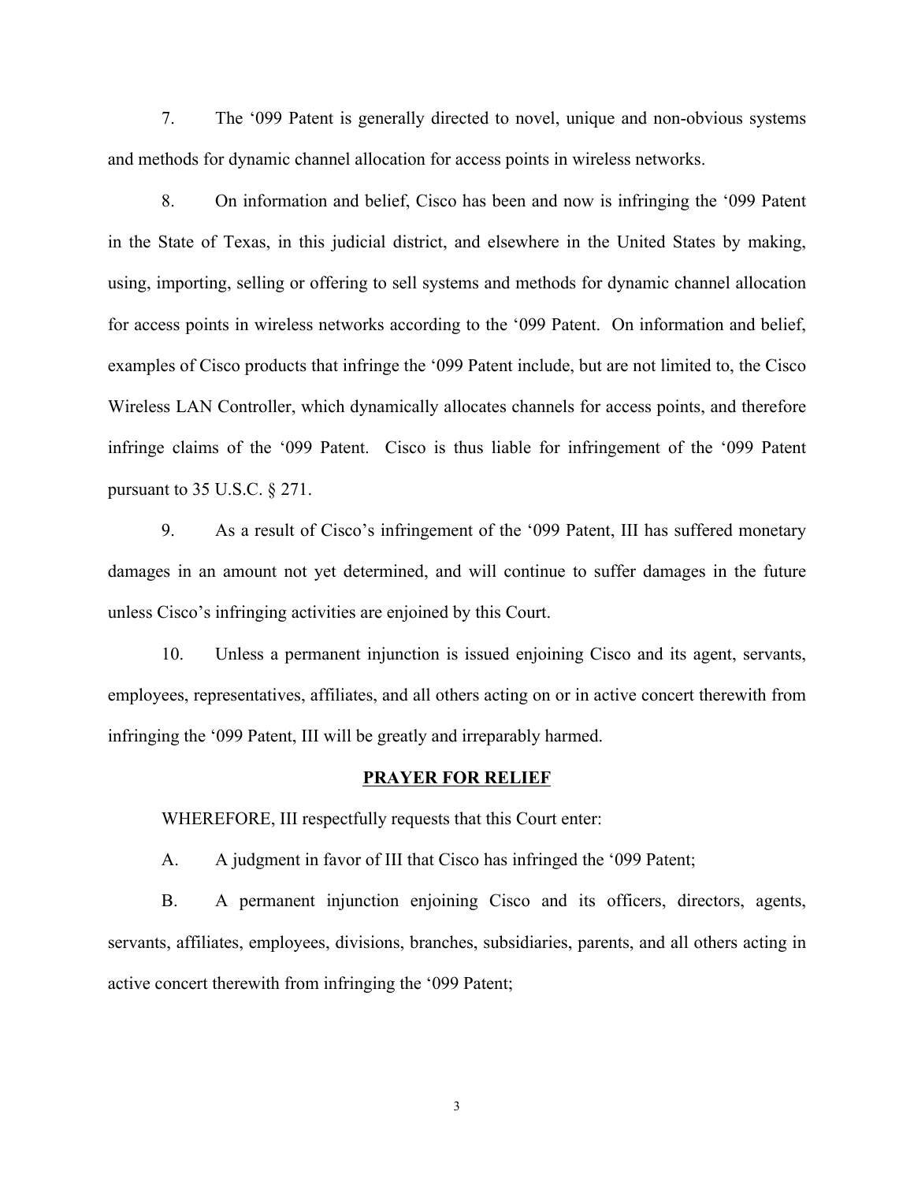7. The ‘099 Patent is generally directed to novel, unique and non-obvious systems and methods for dynamic channel allocation for access points in wireless networks.

8. On information and belief, Cisco has been and now is infringing the ‘099 Patent in the State of Texas, in this judicial district, and elsewhere in the United States by making, using, importing, selling or offering to sell systems and methods for dynamic channel allocation for access points in wireless networks according to the ‘099 Patent. On information and belief, examples of Cisco products that infringe the ‘099 Patent include, but are not limited to, the Cisco Wireless LAN Controller, which dynamically allocates channels for access points, and therefore infringe claims of the ‘099 Patent. Cisco is thus liable for infringement of the ‘099 Patent pursuant to 35 U.S.C. § 271.

9. As a result of Cisco's infringement of the ‘099 Patent, III has suffered monetary damages in an amount not yet determined, and will continue to suffer damages in the future unless Cisco's infringing activities are enjoined by this Court.

10. Unless a permanent injunction is issued enjoining Cisco and its agent, servants, employees, representatives, affiliates, and all others acting on or in active concert therewith from infringing the ‘099 Patent, III will be greatly and irreparably harmed.

## PRAYER FOR RELIEF

WHEREFORE, III respectfully requests that this Court enter:

A. A judgment in favor of III that Cisco has infringed the ‘099 Patent;

B. A permanent injunction enjoining Cisco and its officers, directors, agents, servants, affiliates, employees, divisions, branches, subsidiaries, parents, and all others acting in active concert therewith from infringing the ‘099 Patent;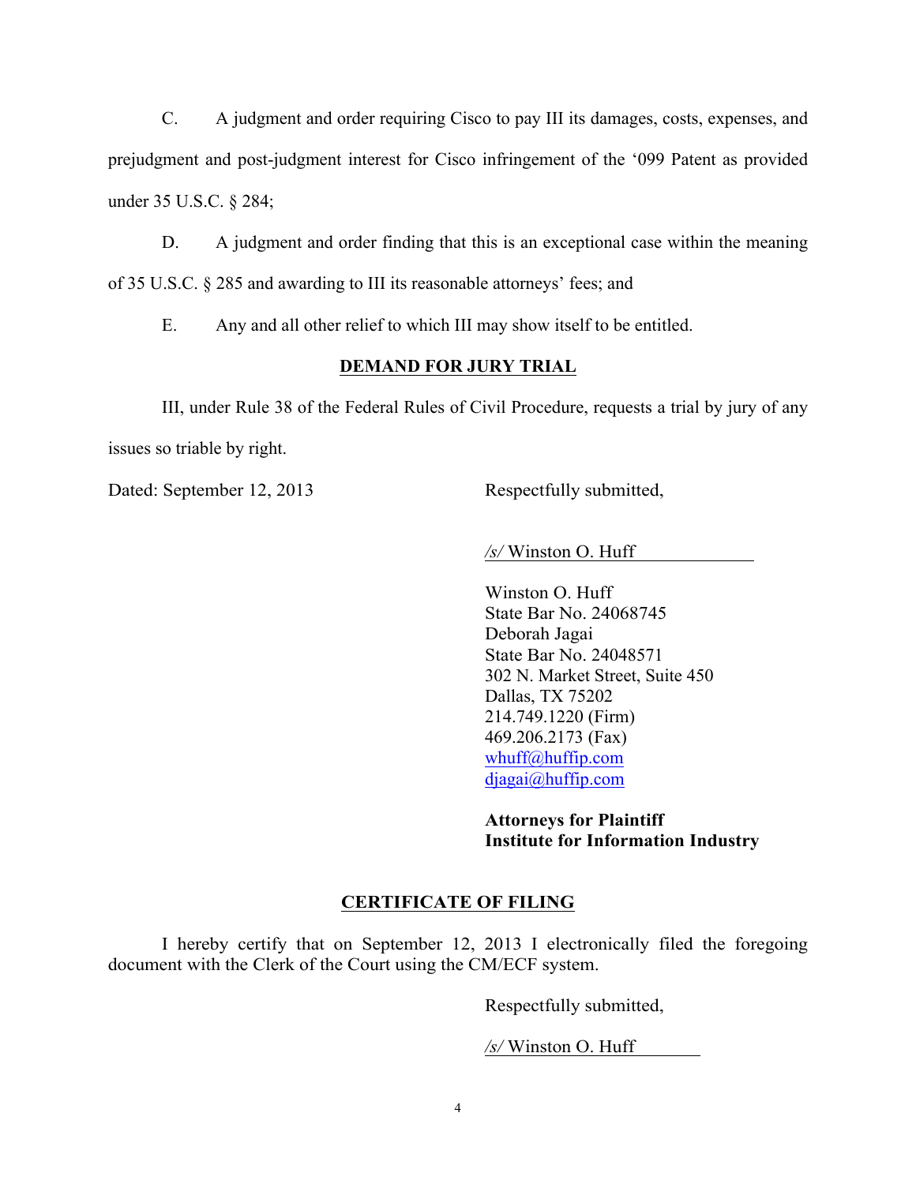C. A judgment and order requiring Cisco to pay III its damages, costs, expenses, and prejudgment and post-judgment interest for Cisco infringement of the '099 Patent as provided under 35 U.S.C. § 284;

D. A judgment and order finding that this is an exceptional case within the meaning of 35 U.S.C. § 285 and awarding to III its reasonable attorneys' fees; and

E. Any and all other relief to which III may show itself to be entitled.

## DEMAND FOR JURY TRIAL

III, under Rule 38 of the Federal Rules of Civil Procedure, requests a trial by jury of any issues so triable by right.

Dated: September 12, 2013

Respectfully submitted,

*/s/* Winston O. Huff

Winston O. Huff
State Bar No. 24068745
Deborah Jagai
State Bar No. 24048571
302 N. Market Street, Suite 450
Dallas, TX 75202
214.749.1220 (Firm)
469.206.2173 (Fax)
whuff@huffip.com
djagai@huffip.com

**Attorneys for Plaintiff**
**Institute for Information Industry**

## CERTIFICATE OF FILING

I hereby certify that on September 12, 2013 I electronically filed the foregoing document with the Clerk of the Court using the CM/ECF system.

Respectfully submitted,

*/s/* Winston O. Huff